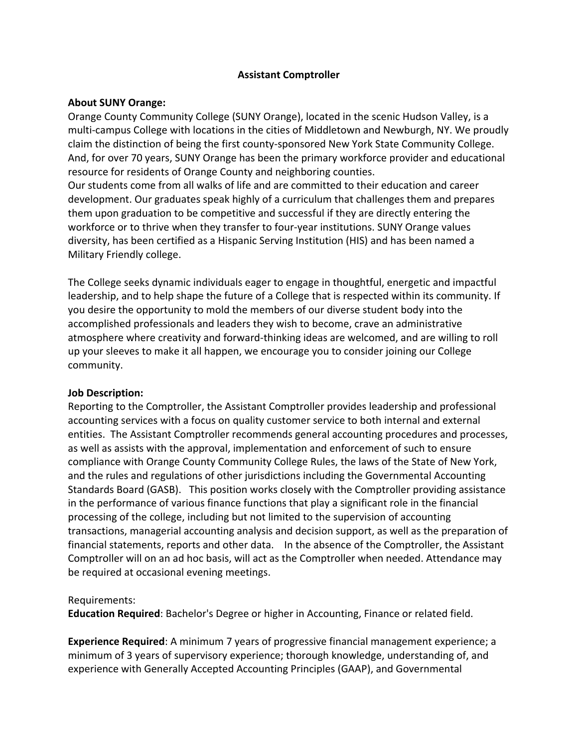# Assistant Comptroller

**About SUNY Orange:**

Orange County Community College (SUNY Orange), located in the scenic Hudson Valley, is a multi-campus College with locations in the cities of Middletown and Newburgh, NY. We proudly claim the distinction of being the first county-sponsored New York State Community College. And, for over 70 years, SUNY Orange has been the primary workforce provider and educational resource for residents of Orange County and neighboring counties.

Our students come from all walks of life and are committed to their education and career development. Our graduates speak highly of a curriculum that challenges them and prepares them upon graduation to be competitive and successful if they are directly entering the workforce or to thrive when they transfer to four-year institutions. SUNY Orange values diversity, has been certified as a Hispanic Serving Institution (HIS) and has been named a Military Friendly college.

The College seeks dynamic individuals eager to engage in thoughtful, energetic and impactful leadership, and to help shape the future of a College that is respected within its community. If you desire the opportunity to mold the members of our diverse student body into the accomplished professionals and leaders they wish to become, crave an administrative atmosphere where creativity and forward-thinking ideas are welcomed, and are willing to roll up your sleeves to make it all happen, we encourage you to consider joining our College community.

**Job Description:**

Reporting to the Comptroller, the Assistant Comptroller provides leadership and professional accounting services with a focus on quality customer service to both internal and external entities. The Assistant Comptroller recommends general accounting procedures and processes, as well as assists with the approval, implementation and enforcement of such to ensure compliance with Orange County Community College Rules, the laws of the State of New York, and the rules and regulations of other jurisdictions including the Governmental Accounting Standards Board (GASB). This position works closely with the Comptroller providing assistance in the performance of various finance functions that play a significant role in the financial processing of the college, including but not limited to the supervision of accounting transactions, managerial accounting analysis and decision support, as well as the preparation of financial statements, reports and other data. In the absence of the Comptroller, the Assistant Comptroller will on an ad hoc basis, will act as the Comptroller when needed. Attendance may be required at occasional evening meetings.

Requirements:

**Education Required**: Bachelor's Degree or higher in Accounting, Finance or related field.

**Experience Required**: A minimum 7 years of progressive financial management experience; a minimum of 3 years of supervisory experience; thorough knowledge, understanding of, and experience with Generally Accepted Accounting Principles (GAAP), and Governmental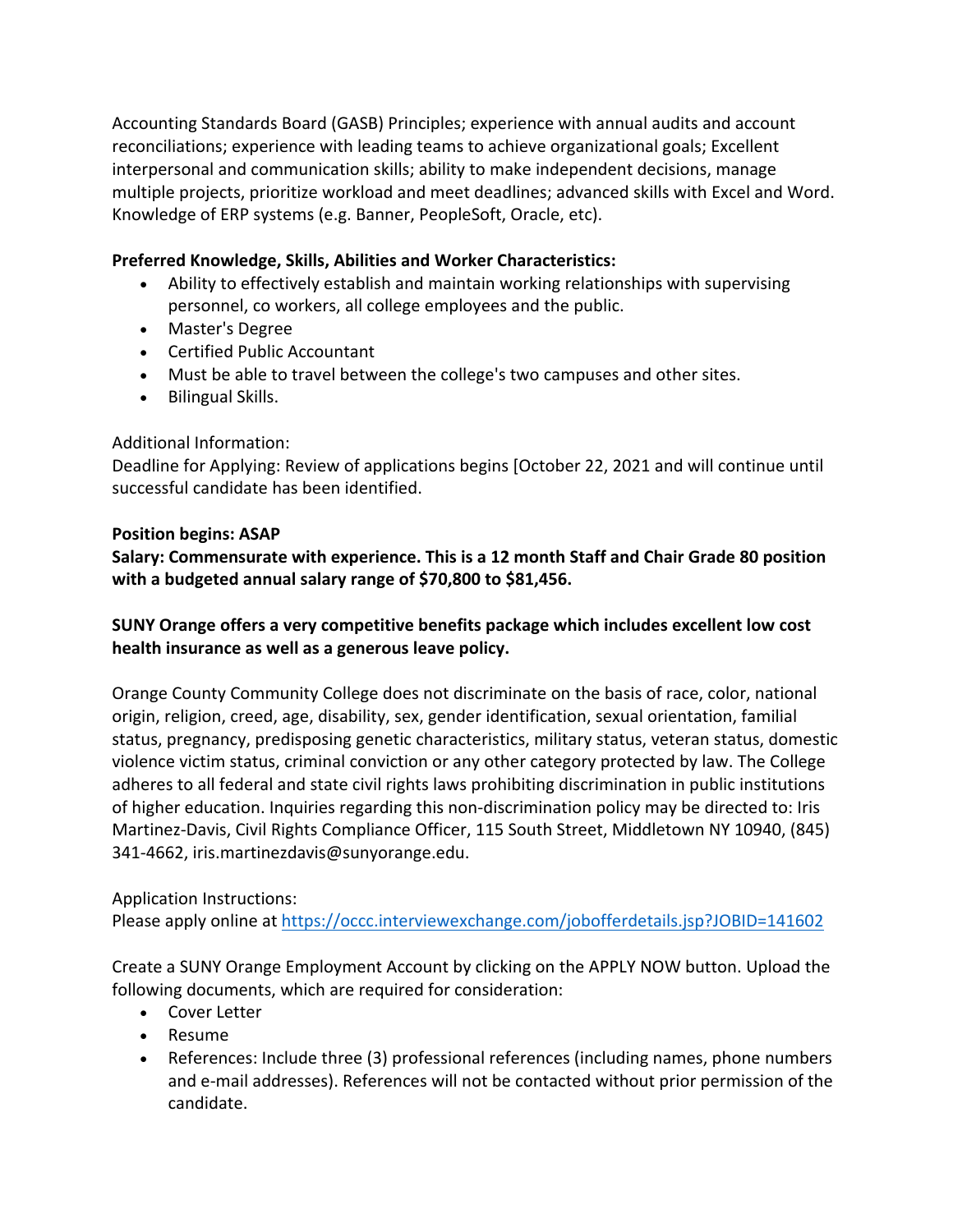Accounting Standards Board (GASB) Principles; experience with annual audits and account reconciliations; experience with leading teams to achieve organizational goals; Excellent interpersonal and communication skills; ability to make independent decisions, manage multiple projects, prioritize workload and meet deadlines; advanced skills with Excel and Word. Knowledge of ERP systems (e.g. Banner, PeopleSoft, Oracle, etc).

**Preferred Knowledge, Skills, Abilities and Worker Characteristics:**

- Ability to effectively establish and maintain working relationships with supervising personnel, co workers, all college employees and the public.
- Master's Degree
- Certified Public Accountant
- Must be able to travel between the college's two campuses and other sites.
- Bilingual Skills.

Additional Information:
Deadline for Applying: Review of applications begins [October 22, 2021 and will continue until successful candidate has been identified.

**Position begins: ASAP**
**Salary: Commensurate with experience. This is a 12 month Staff and Chair Grade 80 position with a budgeted annual salary range of $70,800 to $81,456.**

**SUNY Orange offers a very competitive benefits package which includes excellent low cost health insurance as well as a generous leave policy.**

Orange County Community College does not discriminate on the basis of race, color, national origin, religion, creed, age, disability, sex, gender identification, sexual orientation, familial status, pregnancy, predisposing genetic characteristics, military status, veteran status, domestic violence victim status, criminal conviction or any other category protected by law. The College adheres to all federal and state civil rights laws prohibiting discrimination in public institutions of higher education. Inquiries regarding this non-discrimination policy may be directed to: Iris Martinez-Davis, Civil Rights Compliance Officer, 115 South Street, Middletown NY 10940, (845) 341-4662, iris.martinezdavis@sunyorange.edu.

Application Instructions:
Please apply online at [https://occc.interviewexchange.com/jobofferdetails.jsp?JOBID=141602](https://occc.interviewexchange.com/jobofferdetails.jsp?JOBID=141602)

Create a SUNY Orange Employment Account by clicking on the APPLY NOW button. Upload the following documents, which are required for consideration:

- Cover Letter
- Resume
- References: Include three (3) professional references (including names, phone numbers and e-mail addresses). References will not be contacted without prior permission of the candidate.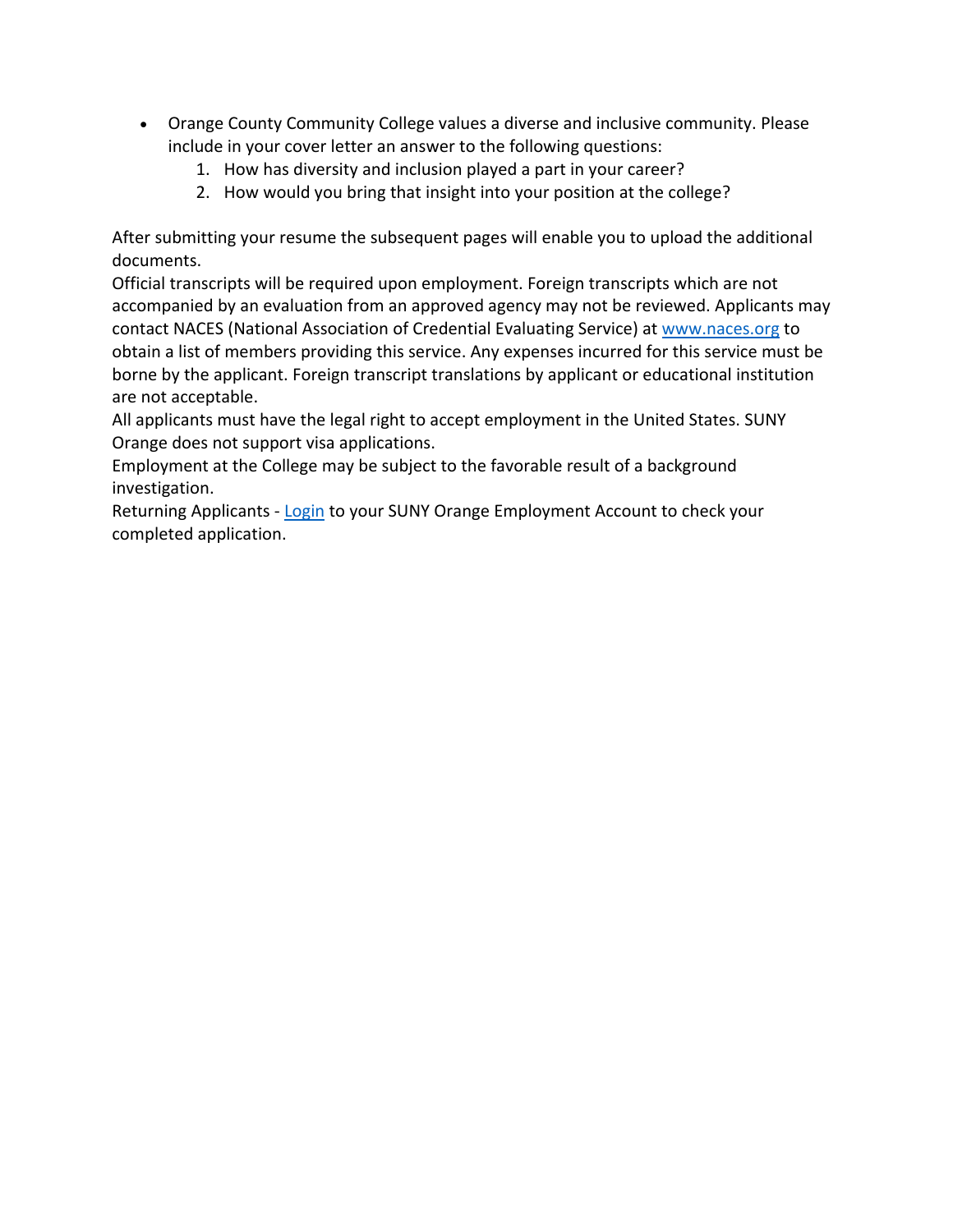- Orange County Community College values a diverse and inclusive community. Please include in your cover letter an answer to the following questions:
    1. How has diversity and inclusion played a part in your career?
    2. How would you bring that insight into your position at the college?

After submitting your resume the subsequent pages will enable you to upload the additional documents.
Official transcripts will be required upon employment. Foreign transcripts which are not accompanied by an evaluation from an approved agency may not be reviewed. Applicants may contact NACES (National Association of Credential Evaluating Service) at [www.naces.org](http://www.naces.org) to obtain a list of members providing this service. Any expenses incurred for this service must be borne by the applicant. Foreign transcript translations by applicant or educational institution are not acceptable.
All applicants must have the legal right to accept employment in the United States. SUNY Orange does not support visa applications.
Employment at the College may be subject to the favorable result of a background investigation.
Returning Applicants - Login to your SUNY Orange Employment Account to check your completed application.